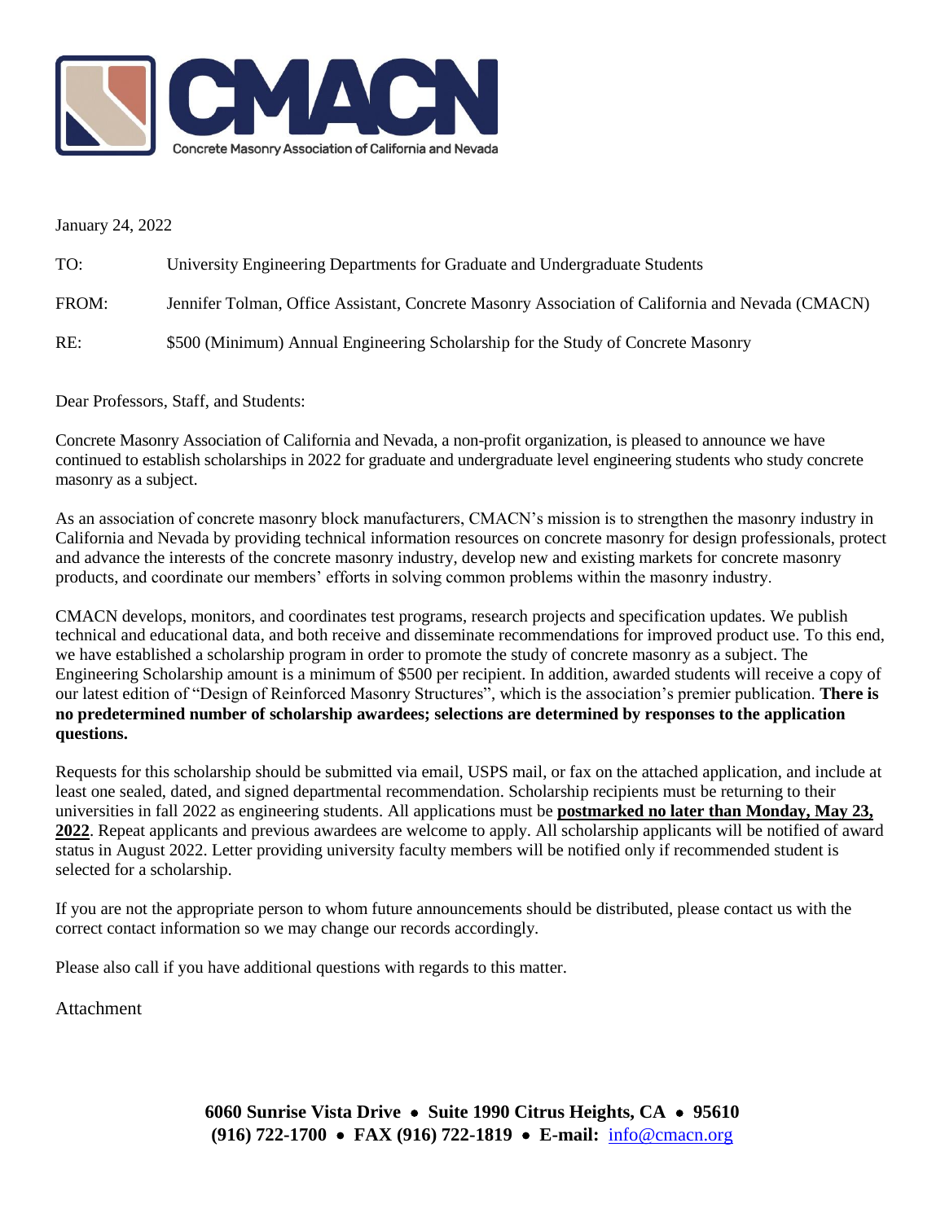# CMACN

Concrete Masonry Association of California and Nevada

January 24, 2022

| | |
|---|---|
| TO: | University Engineering Departments for Graduate and Undergraduate Students |
| FROM: | Jennifer Tolman, Office Assistant, Concrete Masonry Association of California and Nevada (CMACN) |
| RE: | $500 (Minimum) Annual Engineering Scholarship for the Study of Concrete Masonry |

Dear Professors, Staff, and Students:

Concrete Masonry Association of California and Nevada, a non-profit organization, is pleased to announce we have continued to establish scholarships in 2022 for graduate and undergraduate level engineering students who study concrete masonry as a subject.

As an association of concrete masonry block manufacturers, CMACN's mission is to strengthen the masonry industry in California and Nevada by providing technical information resources on concrete masonry for design professionals, protect and advance the interests of the concrete masonry industry, develop new and existing markets for concrete masonry products, and coordinate our members' efforts in solving common problems within the masonry industry.

CMACN develops, monitors, and coordinates test programs, research projects and specification updates. We publish technical and educational data, and both receive and disseminate recommendations for improved product use. To this end, we have established a scholarship program in order to promote the study of concrete masonry as a subject. The Engineering Scholarship amount is a minimum of $500 per recipient. In addition, awarded students will receive a copy of our latest edition of "Design of Reinforced Masonry Structures", which is the association's premier publication. **There is no predetermined number of scholarship awardees; selections are determined by responses to the application questions.**

Requests for this scholarship should be submitted via email, USPS mail, or fax on the attached application, and include at least one sealed, dated, and signed departmental recommendation. Scholarship recipients must be returning to their universities in fall 2022 as engineering students. All applications must be **postmarked no later than Monday, May 23, 2022**. Repeat applicants and previous awardees are welcome to apply. All scholarship applicants will be notified of award status in August 2022. Letter providing university faculty members will be notified only if recommended student is selected for a scholarship.

If you are not the appropriate person to whom future announcements should be distributed, please contact us with the correct contact information so we may change our records accordingly.

Please also call if you have additional questions with regards to this matter.

Attachment

**6060 Sunrise Vista Drive • Suite 1990 Citrus Heights, CA • 95610**
**(916) 722-1700 • FAX (916) 722-1819 • E-mail:** info@cmacn.org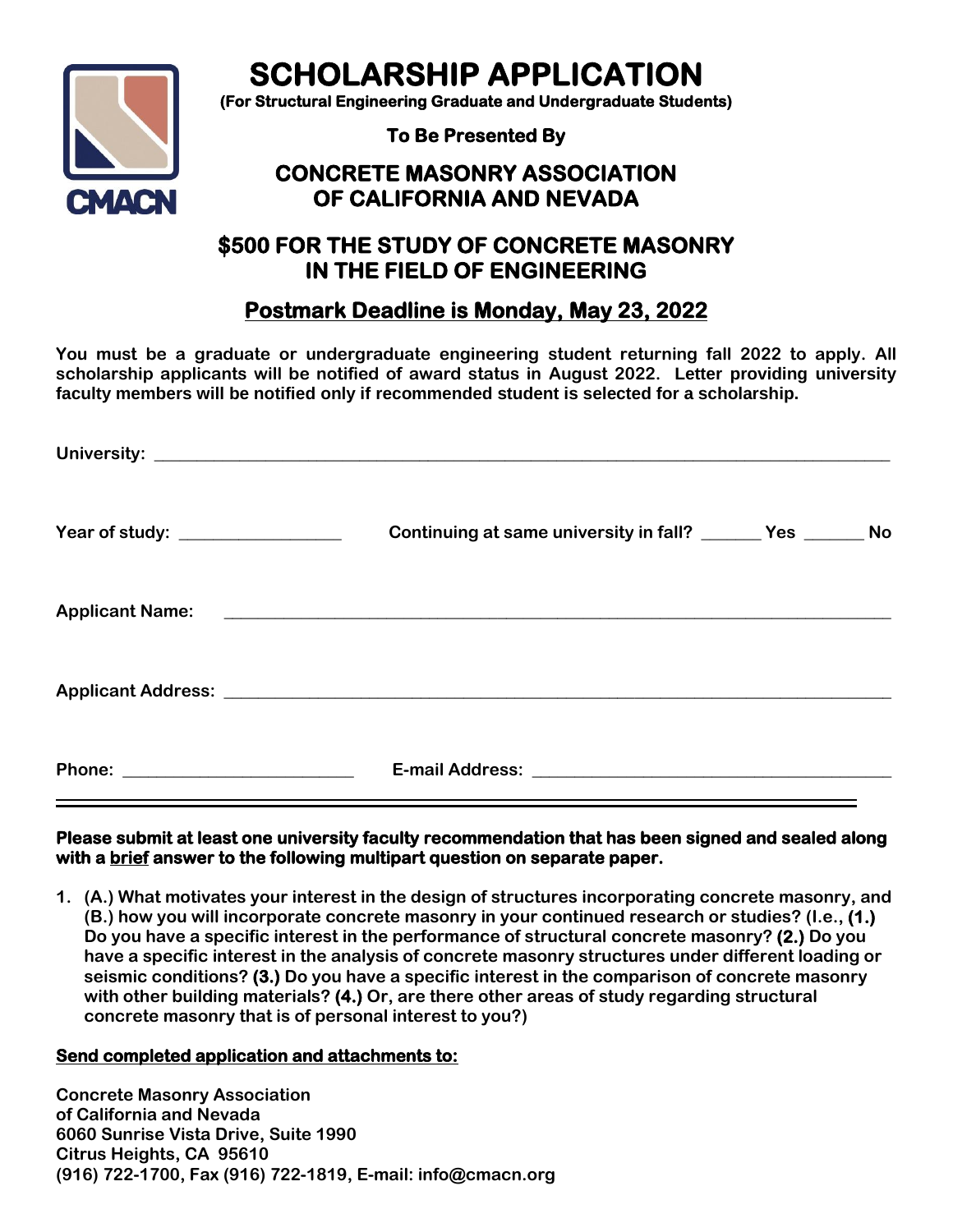CMACN

# SCHOLARSHIP APPLICATION

**(For Structural Engineering Graduate and Undergraduate Students)**

**To Be Presented By**

## CONCRETE MASONRY ASSOCIATION OF CALIFORNIA AND NEVADA

## $500 FOR THE STUDY OF CONCRETE MASONRY IN THE FIELD OF ENGINEERING

## Postmark Deadline is Monday, May 23, 2022

**You must be a graduate or undergraduate engineering student returning fall 2022 to apply. All scholarship applicants will be notified of award status in August 2022. Letter providing university faculty members will be notified only if recommended student is selected for a scholarship.**

**University:** ___________________________________________________________________________

**Year of study:** _________________ **Continuing at same university in fall?** ______ **Yes** ______ **No**

**Applicant Name:** ______________________________________________________________________

**Applicant Address:** ____________________________________________________________________

**Phone:** ________________________ **E-mail Address:** _____________________________________

---

**Please submit at least one university faculty recommendation that has been signed and sealed along with a brief answer to the following multipart question on separate paper.**

1. **(A.) What motivates your interest in the design of structures incorporating concrete masonry, and (B.) how you will incorporate concrete masonry in your continued research or studies? (I.e., (1.) Do you have a specific interest in the performance of structural concrete masonry? (2.) Do you have a specific interest in the analysis of concrete masonry structures under different loading or seismic conditions? (3.) Do you have a specific interest in the comparison of concrete masonry with other building materials? (4.) Or, are there other areas of study regarding structural concrete masonry that is of personal interest to you?)**

**Send completed application and attachments to:**

**Concrete Masonry Association**
**of California and Nevada**
**6060 Sunrise Vista Drive, Suite 1990**
**Citrus Heights, CA 95610**
**(916) 722-1700, Fax (916) 722-1819, E-mail: info@cmacn.org**